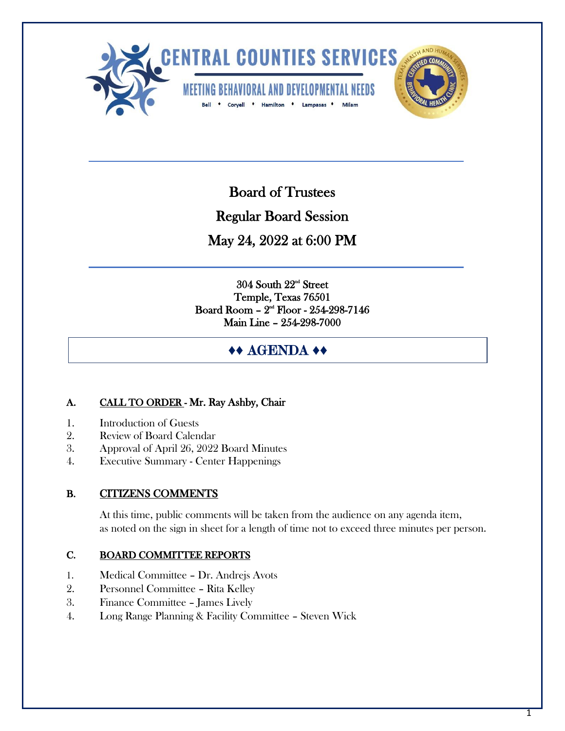# CENTRAL COUNTIES SERVICES

MEETING BEHAVIORAL AND DEVELOPMENTAL NEEDS

Bell ♦ Coryell ♦ Hamilton ♦ Lampasas ♦ Milam

## Board of Trustees

## Regular Board Session

## May 24, 2022 at 6:00 PM

304 South 22nd Street
Temple, Texas 76501
Board Room – 2nd Floor - 254-298-7146
Main Line – 254-298-7000

## ♦♦ AGENDA ♦♦

### A. CALL TO ORDER - Mr. Ray Ashby, Chair

1. Introduction of Guests
2. Review of Board Calendar
3. Approval of April 26, 2022 Board Minutes
4. Executive Summary - Center Happenings

### B. CITIZENS COMMENTS

At this time, public comments will be taken from the audience on any agenda item, as noted on the sign in sheet for a length of time not to exceed three minutes per person.

### C. BOARD COMMITTEE REPORTS

1. Medical Committee – Dr. Andrejs Avots
2. Personnel Committee – Rita Kelley
3. Finance Committee – James Lively
4. Long Range Planning & Facility Committee – Steven Wick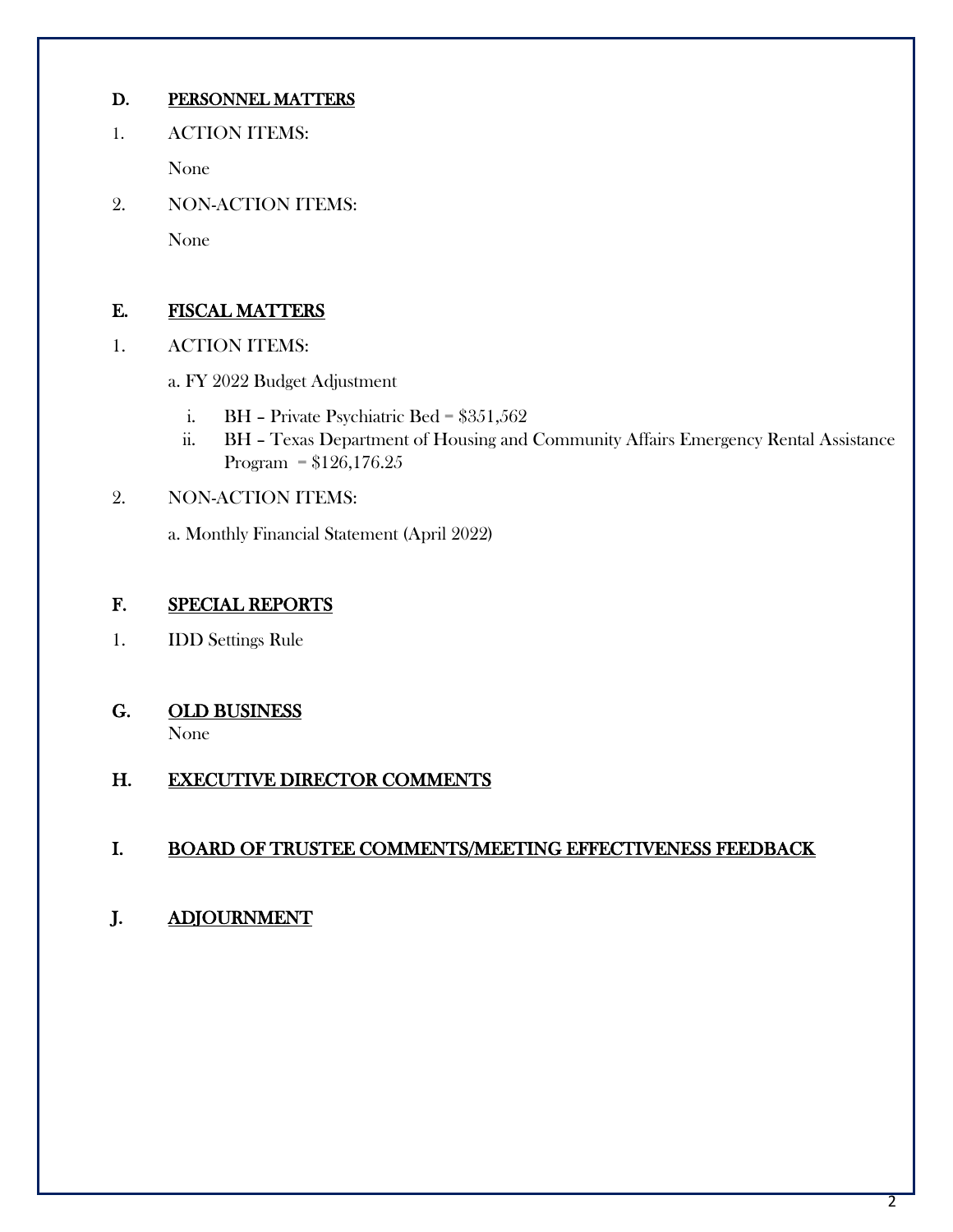## D. PERSONNEL MATTERS

1. ACTION ITEMS:

   None

2. NON-ACTION ITEMS:

   None

## E. FISCAL MATTERS

1. ACTION ITEMS:

   a. FY 2022 Budget Adjustment

      i. BH – Private Psychiatric Bed = $351,562

      ii. BH – Texas Department of Housing and Community Affairs Emergency Rental Assistance Program = $126,176.25

2. NON-ACTION ITEMS:

   a. Monthly Financial Statement (April 2022)

## F. SPECIAL REPORTS

1. IDD Settings Rule

## G. OLD BUSINESS

None

## H. EXECUTIVE DIRECTOR COMMENTS

## I. BOARD OF TRUSTEE COMMENTS/MEETING EFFECTIVENESS FEEDBACK

## J. ADJOURNMENT